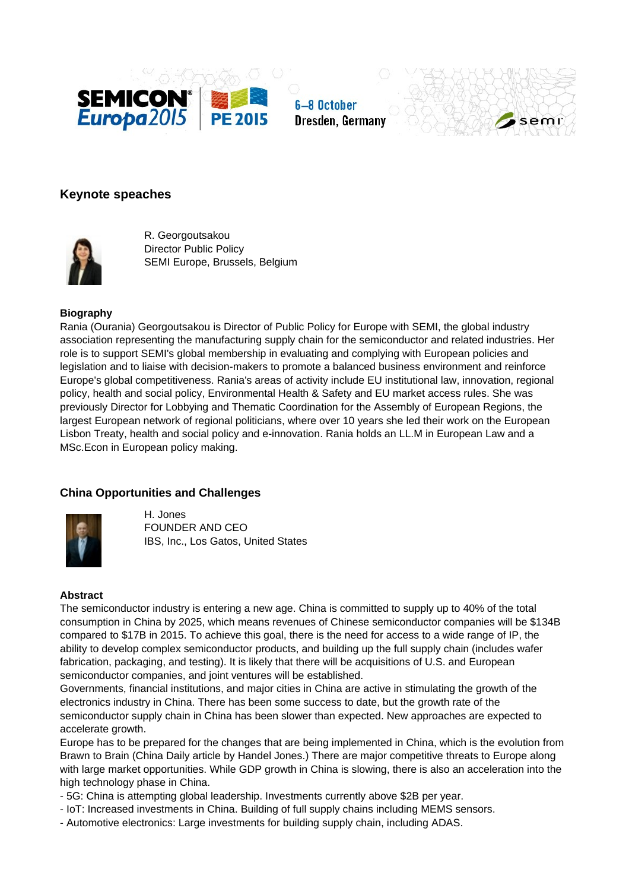## Keynote speaches

R. Georgoutsakou
Director Public Policy
SEMI Europe, Brussels, Belgium

**Biography**

Rania (Ourania) Georgoutsakou is Director of Public Policy for Europe with SEMI, the global industry association representing the manufacturing supply chain for the semiconductor and related industries. Her role is to support SEMI's global membership in evaluating and complying with European policies and legislation and to liaise with decision-makers to promote a balanced business environment and reinforce Europe's global competitiveness. Rania's areas of activity include EU institutional law, innovation, regional policy, health and social policy, Environmental Health & Safety and EU market access rules. She was previously Director for Lobbying and Thematic Coordination for the Assembly of European Regions, the largest European network of regional politicians, where over 10 years she led their work on the European Lisbon Treaty, health and social policy and e-innovation. Rania holds an LL.M in European Law and a MSc.Econ in European policy making.

## China Opportunities and Challenges

H. Jones
FOUNDER AND CEO
IBS, Inc., Los Gatos, United States

**Abstract**

The semiconductor industry is entering a new age. China is committed to supply up to 40% of the total consumption in China by 2025, which means revenues of Chinese semiconductor companies will be $134B compared to $17B in 2015. To achieve this goal, there is the need for access to a wide range of IP, the ability to develop complex semiconductor products, and building up the full supply chain (includes wafer fabrication, packaging, and testing). It is likely that there will be acquisitions of U.S. and European semiconductor companies, and joint ventures will be established.

Governments, financial institutions, and major cities in China are active in stimulating the growth of the electronics industry in China. There has been some success to date, but the growth rate of the semiconductor supply chain in China has been slower than expected. New approaches are expected to accelerate growth.

Europe has to be prepared for the changes that are being implemented in China, which is the evolution from Brawn to Brain (China Daily article by Handel Jones.) There are major competitive threats to Europe along with large market opportunities. While GDP growth in China is slowing, there is also an acceleration into the high technology phase in China.

- 5G: China is attempting global leadership. Investments currently above $2B per year.
- IoT: Increased investments in China. Building of full supply chains including MEMS sensors.
- Automotive electronics: Large investments for building supply chain, including ADAS.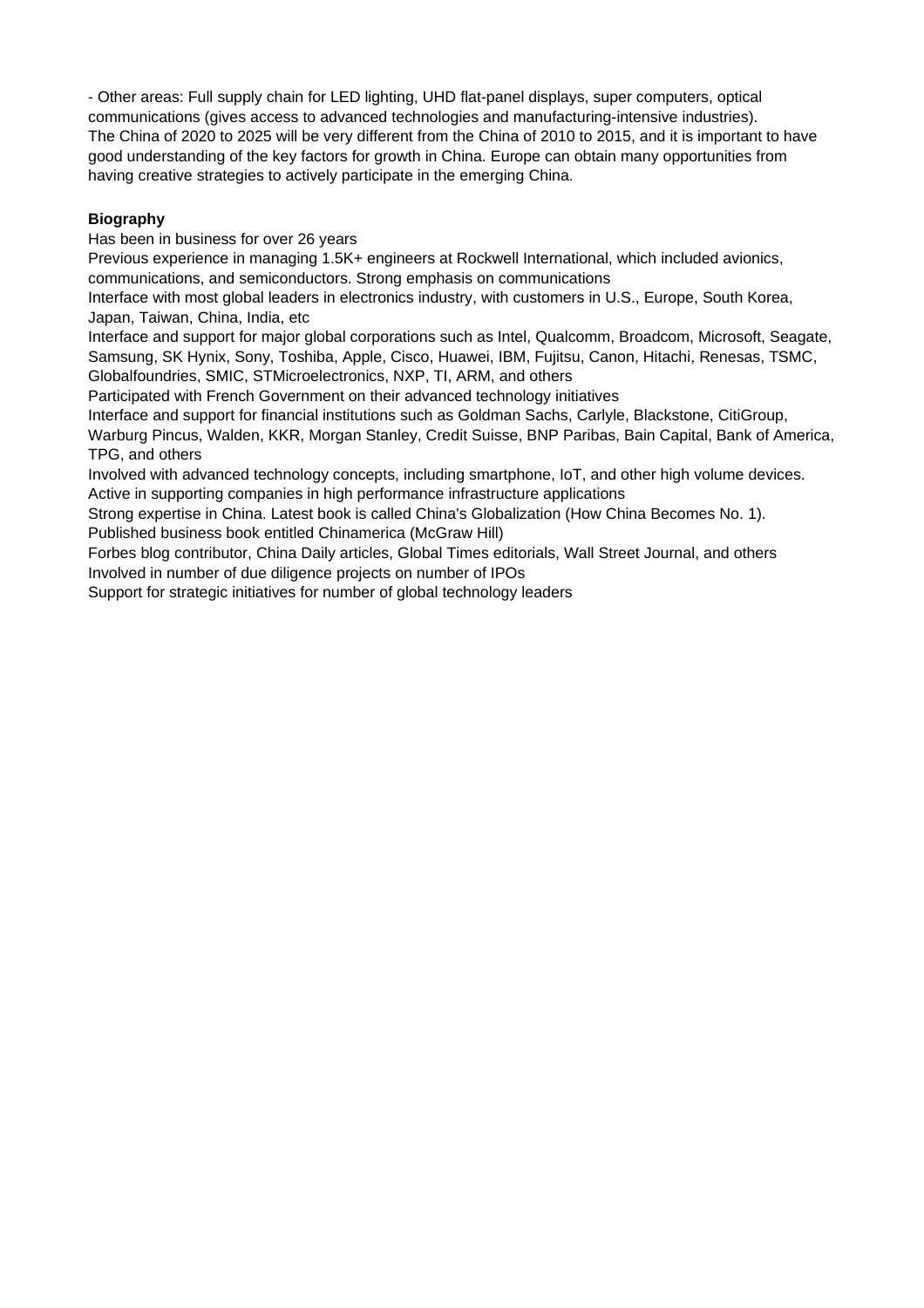- Other areas: Full supply chain for LED lighting, UHD flat-panel displays, super computers, optical communications (gives access to advanced technologies and manufacturing-intensive industries).

The China of 2020 to 2025 will be very different from the China of 2010 to 2015, and it is important to have good understanding of the key factors for growth in China. Europe can obtain many opportunities from having creative strategies to actively participate in the emerging China.

**Biography**

Has been in business for over 26 years

Previous experience in managing 1.5K+ engineers at Rockwell International, which included avionics, communications, and semiconductors. Strong emphasis on communications

Interface with most global leaders in electronics industry, with customers in U.S., Europe, South Korea, Japan, Taiwan, China, India, etc

Interface and support for major global corporations such as Intel, Qualcomm, Broadcom, Microsoft, Seagate, Samsung, SK Hynix, Sony, Toshiba, Apple, Cisco, Huawei, IBM, Fujitsu, Canon, Hitachi, Renesas, TSMC, Globalfoundries, SMIC, STMicroelectronics, NXP, TI, ARM, and others

Participated with French Government on their advanced technology initiatives

Interface and support for financial institutions such as Goldman Sachs, Carlyle, Blackstone, CitiGroup, Warburg Pincus, Walden, KKR, Morgan Stanley, Credit Suisse, BNP Paribas, Bain Capital, Bank of America, TPG, and others

Involved with advanced technology concepts, including smartphone, IoT, and other high volume devices.

Active in supporting companies in high performance infrastructure applications

Strong expertise in China. Latest book is called China's Globalization (How China Becomes No. 1).

Published business book entitled Chinamerica (McGraw Hill)

Forbes blog contributor, China Daily articles, Global Times editorials, Wall Street Journal, and others

Involved in number of due diligence projects on number of IPOs

Support for strategic initiatives for number of global technology leaders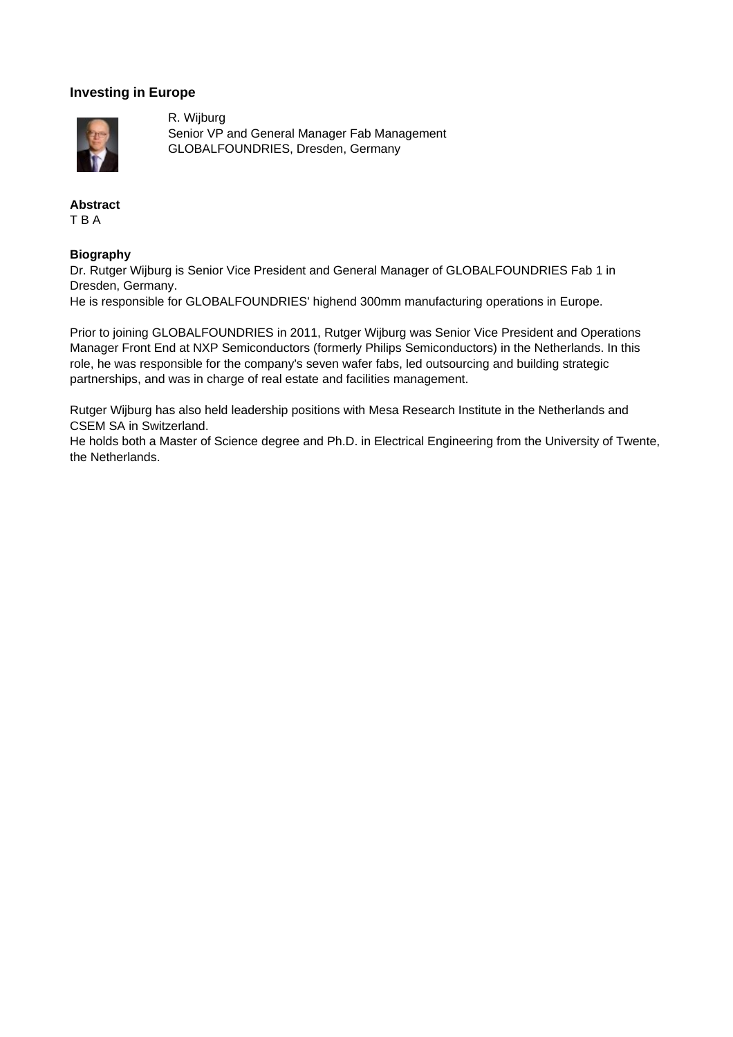## Investing in Europe

R. Wijburg
Senior VP and General Manager Fab Management
GLOBALFOUNDRIES, Dresden, Germany

**Abstract**
T B A

**Biography**
Dr. Rutger Wijburg is Senior Vice President and General Manager of GLOBALFOUNDRIES Fab 1 in Dresden, Germany.
He is responsible for GLOBALFOUNDRIES' highend 300mm manufacturing operations in Europe.

Prior to joining GLOBALFOUNDRIES in 2011, Rutger Wijburg was Senior Vice President and Operations Manager Front End at NXP Semiconductors (formerly Philips Semiconductors) in the Netherlands. In this role, he was responsible for the company's seven wafer fabs, led outsourcing and building strategic partnerships, and was in charge of real estate and facilities management.

Rutger Wijburg has also held leadership positions with Mesa Research Institute in the Netherlands and CSEM SA in Switzerland.
He holds both a Master of Science degree and Ph.D. in Electrical Engineering from the University of Twente, the Netherlands.